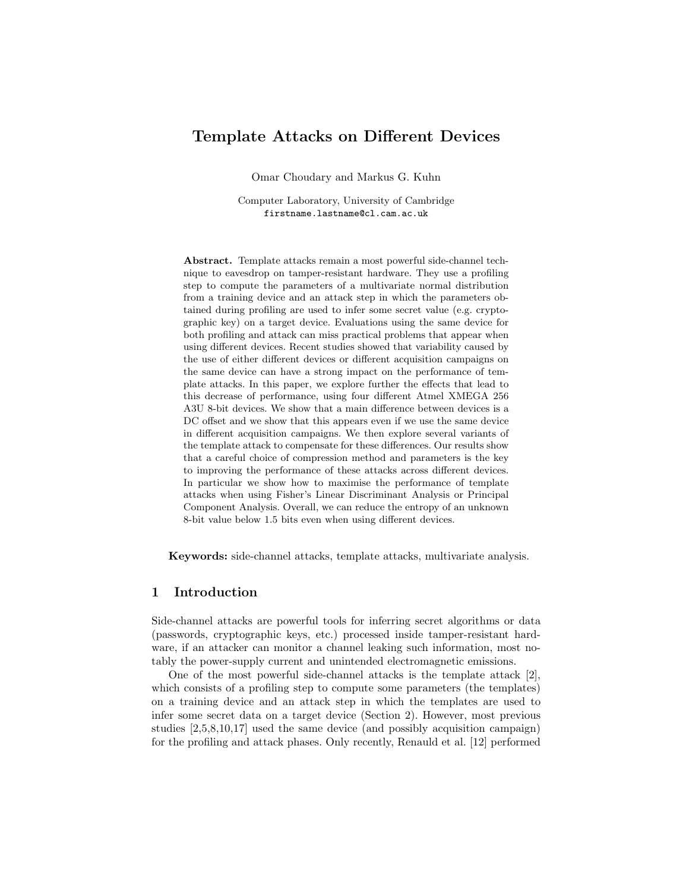# Template Attacks on Different Devices

Omar Choudary and Markus G. Kuhn

Computer Laboratory, University of Cambridge
firstname.lastname@cl.cam.ac.uk

**Abstract.** Template attacks remain a most powerful side-channel technique to eavesdrop on tamper-resistant hardware. They use a profiling step to compute the parameters of a multivariate normal distribution from a training device and an attack step in which the parameters obtained during profiling are used to infer some secret value (e.g. cryptographic key) on a target device. Evaluations using the same device for both profiling and attack can miss practical problems that appear when using different devices. Recent studies showed that variability caused by the use of either different devices or different acquisition campaigns on the same device can have a strong impact on the performance of template attacks. In this paper, we explore further the effects that lead to this decrease of performance, using four different Atmel XMEGA 256 A3U 8-bit devices. We show that a main difference between devices is a DC offset and we show that this appears even if we use the same device in different acquisition campaigns. We then explore several variants of the template attack to compensate for these differences. Our results show that a careful choice of compression method and parameters is the key to improving the performance of these attacks across different devices. In particular we show how to maximise the performance of template attacks when using Fisher's Linear Discriminant Analysis or Principal Component Analysis. Overall, we can reduce the entropy of an unknown 8-bit value below 1.5 bits even when using different devices.

**Keywords:** side-channel attacks, template attacks, multivariate analysis.

## 1 Introduction

Side-channel attacks are powerful tools for inferring secret algorithms or data (passwords, cryptographic keys, etc.) processed inside tamper-resistant hardware, if an attacker can monitor a channel leaking such information, most notably the power-supply current and unintended electromagnetic emissions.

One of the most powerful side-channel attacks is the template attack [2], which consists of a profiling step to compute some parameters (the templates) on a training device and an attack step in which the templates are used to infer some secret data on a target device (Section 2). However, most previous studies [2,5,8,10,17] used the same device (and possibly acquisition campaign) for the profiling and attack phases. Only recently, Renauld et al. [12] performed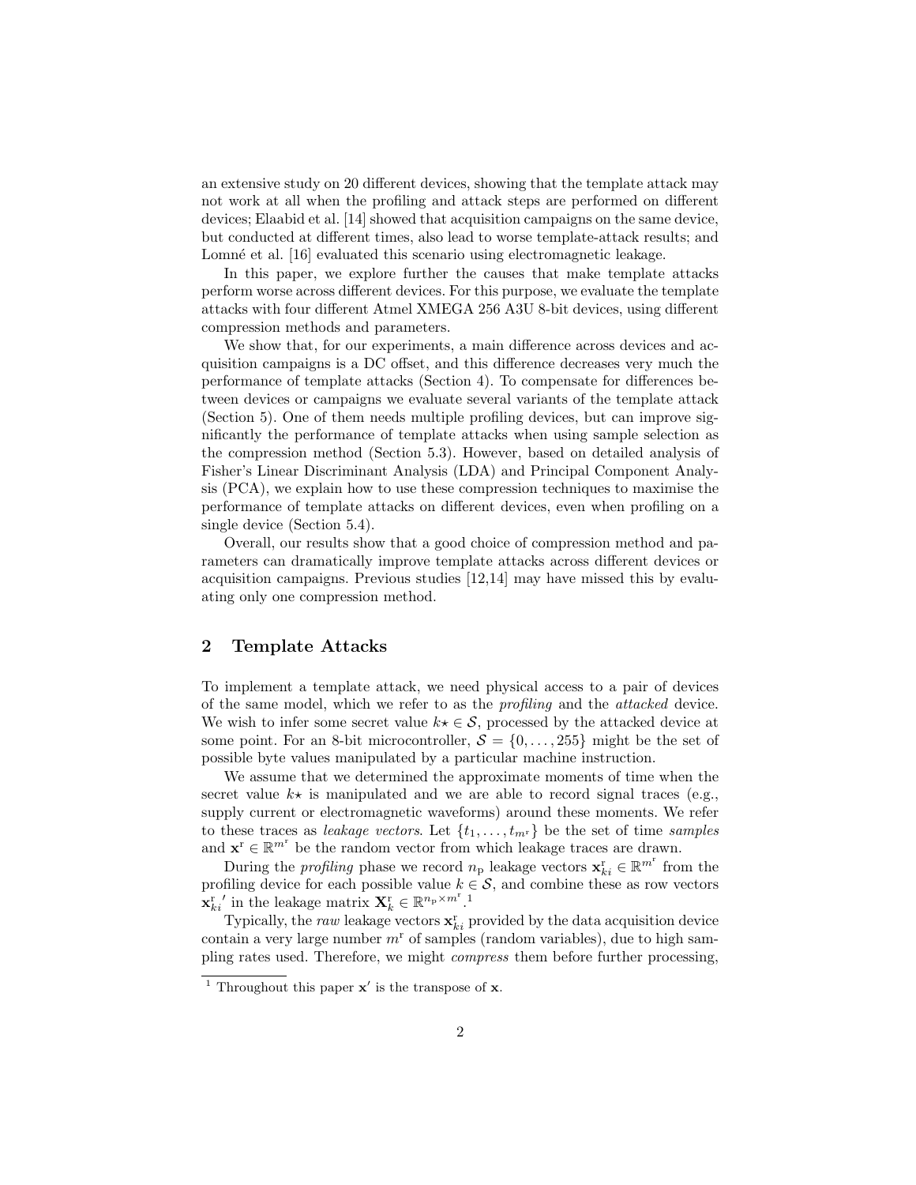an extensive study on 20 different devices, showing that the template attack may not work at all when the profiling and attack steps are performed on different devices; Elaabid et al. [14] showed that acquisition campaigns on the same device, but conducted at different times, also lead to worse template-attack results; and Lomné et al. [16] evaluated this scenario using electromagnetic leakage.

In this paper, we explore further the causes that make template attacks perform worse across different devices. For this purpose, we evaluate the template attacks with four different Atmel XMEGA 256 A3U 8-bit devices, using different compression methods and parameters.

We show that, for our experiments, a main difference across devices and acquisition campaigns is a DC offset, and this difference decreases very much the performance of template attacks (Section 4). To compensate for differences between devices or campaigns we evaluate several variants of the template attack (Section 5). One of them needs multiple profiling devices, but can improve significantly the performance of template attacks when using sample selection as the compression method (Section 5.3). However, based on detailed analysis of Fisher's Linear Discriminant Analysis (LDA) and Principal Component Analysis (PCA), we explain how to use these compression techniques to maximise the performance of template attacks on different devices, even when profiling on a single device (Section 5.4).

Overall, our results show that a good choice of compression method and parameters can dramatically improve template attacks across different devices or acquisition campaigns. Previous studies [12,14] may have missed this by evaluating only one compression method.

## 2 Template Attacks

To implement a template attack, we need physical access to a pair of devices of the same model, which we refer to as the *profiling* and the *attacked* device. We wish to infer some secret value $k\star \in \mathcal{S}$, processed by the attacked device at some point. For an 8-bit microcontroller, $\mathcal{S} = \{0, \ldots, 255\}$ might be the set of possible byte values manipulated by a particular machine instruction.

We assume that we determined the approximate moments of time when the secret value $k\star$ is manipulated and we are able to record signal traces (e.g., supply current or electromagnetic waveforms) around these moments. We refer to these traces as *leakage vectors*. Let $\{t_1, \ldots, t_{m^{\mathrm{r}}}\}$ be the set of time *samples* and $\mathbf{x}^{\mathrm{r}} \in \mathbb{R}^{m^{\mathrm{r}}}$ be the random vector from which leakage traces are drawn.

During the *profiling* phase we record $n_{\mathrm{p}}$ leakage vectors $\mathbf{x}^{\mathrm{r}}_{ki} \in \mathbb{R}^{m^{\mathrm{r}}}$ from the profiling device for each possible value $k \in \mathcal{S}$, and combine these as row vectors $\mathbf{x}^{\mathrm{r}}_{ki}{}'$ in the leakage matrix $\mathbf{X}^{\mathrm{r}}_k \in \mathbb{R}^{n_{\mathrm{p}} \times m^{\mathrm{r}}}$.[1]

Typically, the *raw* leakage vectors $\mathbf{x}^{\mathrm{r}}_{ki}$ provided by the data acquisition device contain a very large number $m^{\mathrm{r}}$ of samples (random variables), due to high sampling rates used. Therefore, we might *compress* them before further processing,

[1] Throughout this paper $\mathbf{x}'$ is the transpose of $\mathbf{x}$.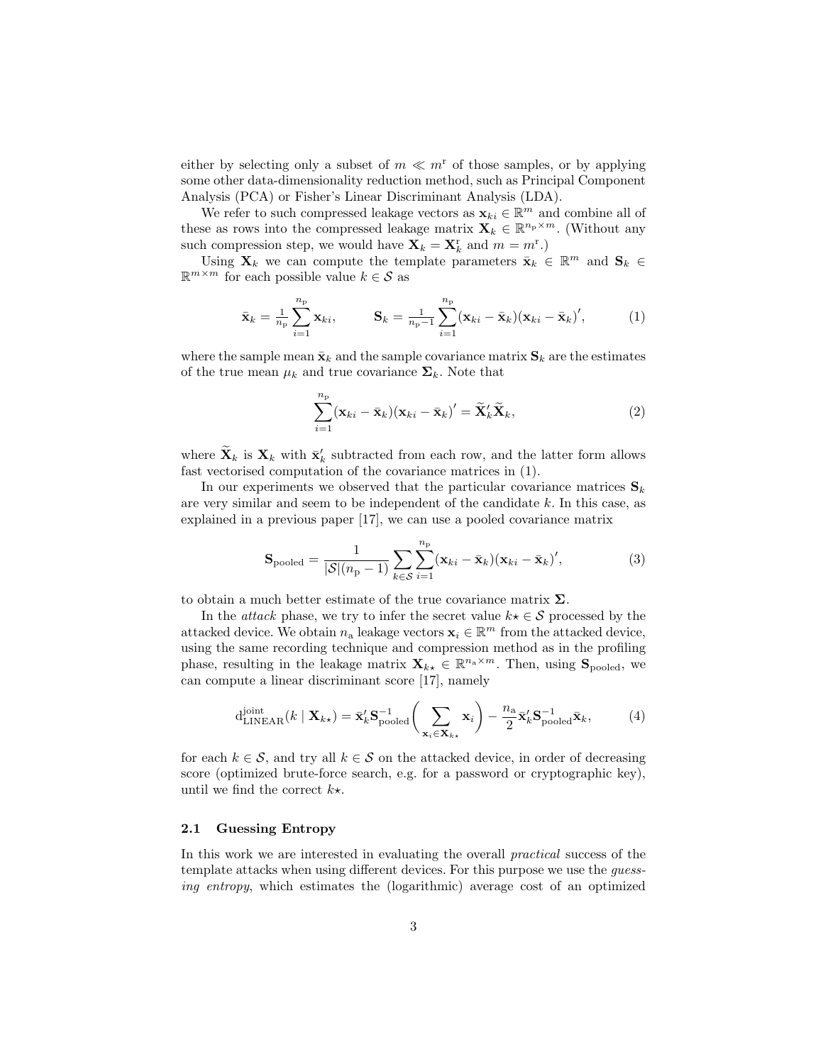either by selecting only a subset of $m \ll m^{\mathrm{r}}$ of those samples, or by applying some other data-dimensionality reduction method, such as Principal Component Analysis (PCA) or Fisher's Linear Discriminant Analysis (LDA).

We refer to such compressed leakage vectors as $\mathbf{x}_{ki} \in \mathbb{R}^m$ and combine all of these as rows into the compressed leakage matrix $\mathbf{X}_k \in \mathbb{R}^{n_{\mathrm{p}} \times m}$. (Without any such compression step, we would have $\mathbf{X}_k = \mathbf{X}_k^{\mathrm{r}}$ and $m = m^{\mathrm{r}}$.)

Using $\mathbf{X}_k$ we can compute the template parameters $\bar{\mathbf{x}}_k \in \mathbb{R}^m$ and $\mathbf{S}_k \in \mathbb{R}^{m \times m}$ for each possible value $k \in \mathcal{S}$ as

$$\bar{\mathbf{x}}_k = \tfrac{1}{n_{\mathrm{p}}} \sum_{i=1}^{n_{\mathrm{p}}} \mathbf{x}_{ki}, \qquad \mathbf{S}_k = \tfrac{1}{n_{\mathrm{p}}-1} \sum_{i=1}^{n_{\mathrm{p}}} (\mathbf{x}_{ki} - \bar{\mathbf{x}}_k)(\mathbf{x}_{ki} - \bar{\mathbf{x}}_k)', \tag{1}$$

where the sample mean $\bar{\mathbf{x}}_k$ and the sample covariance matrix $\mathbf{S}_k$ are the estimates of the true mean $\mu_k$ and true covariance $\mathbf{\Sigma}_k$. Note that

$$\sum_{i=1}^{n_{\mathrm{p}}} (\mathbf{x}_{ki} - \bar{\mathbf{x}}_k)(\mathbf{x}_{ki} - \bar{\mathbf{x}}_k)' = \widetilde{\mathbf{X}}_k' \widetilde{\mathbf{X}}_k, \tag{2}$$

where $\widetilde{\mathbf{X}}_k$ is $\mathbf{X}_k$ with $\bar{\mathbf{x}}_k'$ subtracted from each row, and the latter form allows fast vectorised computation of the covariance matrices in (1).

In our experiments we observed that the particular covariance matrices $\mathbf{S}_k$ are very similar and seem to be independent of the candidate $k$. In this case, as explained in a previous paper [17], we can use a pooled covariance matrix

$$\mathbf{S}_{\mathrm{pooled}} = \frac{1}{|\mathcal{S}|(n_{\mathrm{p}} - 1)} \sum_{k \in \mathcal{S}} \sum_{i=1}^{n_{\mathrm{p}}} (\mathbf{x}_{ki} - \bar{\mathbf{x}}_k)(\mathbf{x}_{ki} - \bar{\mathbf{x}}_k)', \tag{3}$$

to obtain a much better estimate of the true covariance matrix $\mathbf{\Sigma}$.

In the *attack* phase, we try to infer the secret value $k\star \in \mathcal{S}$ processed by the attacked device. We obtain $n_{\mathrm{a}}$ leakage vectors $\mathbf{x}_i \in \mathbb{R}^m$ from the attacked device, using the same recording technique and compression method as in the profiling phase, resulting in the leakage matrix $\mathbf{X}_{k\star} \in \mathbb{R}^{n_{\mathrm{a}} \times m}$. Then, using $\mathbf{S}_{\mathrm{pooled}}$, we can compute a linear discriminant score [17], namely

$$\mathrm{d}_{\mathrm{LINEAR}}^{\mathrm{joint}}(k \mid \mathbf{X}_{k\star}) = \bar{\mathbf{x}}_k' \mathbf{S}_{\mathrm{pooled}}^{-1} \left( \sum_{\mathbf{x}_i \in \mathbf{X}_{k\star}} \mathbf{x}_i \right) - \frac{n_{\mathrm{a}}}{2} \bar{\mathbf{x}}_k' \mathbf{S}_{\mathrm{pooled}}^{-1} \bar{\mathbf{x}}_k, \tag{4}$$

for each $k \in \mathcal{S}$, and try all $k \in \mathcal{S}$ on the attacked device, in order of decreasing score (optimized brute-force search, e.g. for a password or cryptographic key), until we find the correct $k\star$.

### 2.1 Guessing Entropy

In this work we are interested in evaluating the overall *practical* success of the template attacks when using different devices. For this purpose we use the *guessing entropy*, which estimates the (logarithmic) average cost of an optimized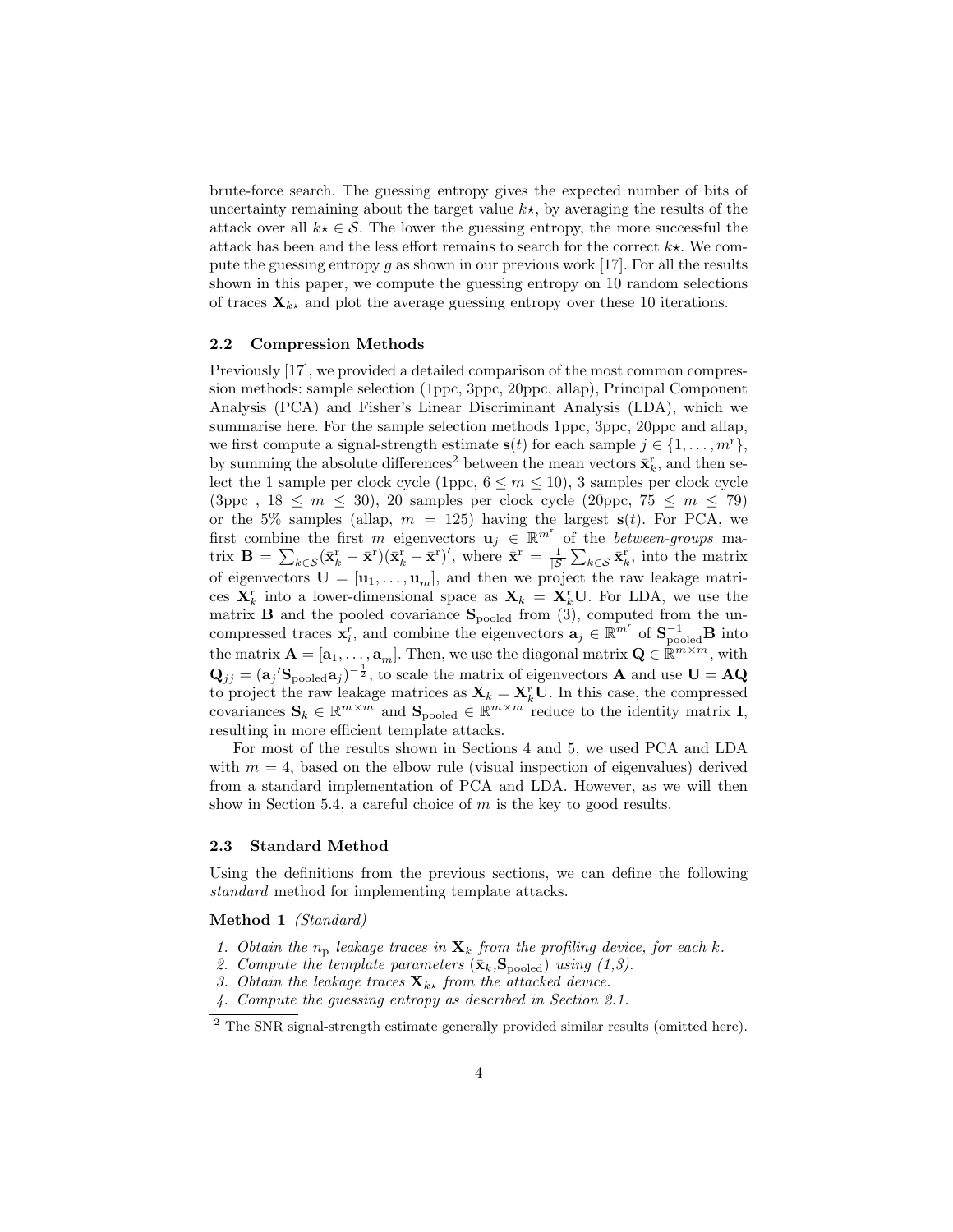brute-force search. The guessing entropy gives the expected number of bits of uncertainty remaining about the target value $k\star$, by averaging the results of the attack over all $k\star \in \mathcal{S}$. The lower the guessing entropy, the more successful the attack has been and the less effort remains to search for the correct $k\star$. We compute the guessing entropy $g$ as shown in our previous work [17]. For all the results shown in this paper, we compute the guessing entropy on 10 random selections of traces $\mathbf{X}_{k\star}$ and plot the average guessing entropy over these 10 iterations.

### 2.2 Compression Methods

Previously [17], we provided a detailed comparison of the most common compression methods: sample selection (1ppc, 3ppc, 20ppc, allap), Principal Component Analysis (PCA) and Fisher's Linear Discriminant Analysis (LDA), which we summarise here. For the sample selection methods 1ppc, 3ppc, 20ppc and allap, we first compute a signal-strength estimate $\mathbf{s}(t)$ for each sample $j \in \{1, \ldots, m^{\mathrm{r}}\}$, by summing the absolute differences[2] between the mean vectors $\bar{\mathbf{x}}_k^{\mathrm{r}}$, and then select the 1 sample per clock cycle (1ppc, $6 \leq m \leq 10$), 3 samples per clock cycle (3ppc , $18 \leq m \leq 30$), 20 samples per clock cycle (20ppc, $75 \leq m \leq 79$) or the 5% samples (allap, $m = 125$) having the largest $\mathbf{s}(t)$. For PCA, we first combine the first $m$ eigenvectors $\mathbf{u}_j \in \mathbb{R}^{m^{\mathrm{r}}}$ of the *between-groups* matrix $\mathbf{B} = \sum_{k \in \mathcal{S}} (\bar{\mathbf{x}}_k^{\mathrm{r}} - \bar{\mathbf{x}}^{\mathrm{r}})(\bar{\mathbf{x}}_k^{\mathrm{r}} - \bar{\mathbf{x}}^{\mathrm{r}})'$, where $\bar{\mathbf{x}}^{\mathrm{r}} = \frac{1}{|\mathcal{S}|} \sum_{k \in \mathcal{S}} \bar{\mathbf{x}}_k^{\mathrm{r}}$, into the matrix of eigenvectors $\mathbf{U} = [\mathbf{u}_1, \ldots, \mathbf{u}_m]$, and then we project the raw leakage matrices $\mathbf{X}_k^{\mathrm{r}}$ into a lower-dimensional space as $\mathbf{X}_k = \mathbf{X}_k^{\mathrm{r}} \mathbf{U}$. For LDA, we use the matrix $\mathbf{B}$ and the pooled covariance $\mathbf{S}_{\mathrm{pooled}}$ from (3), computed from the uncompressed traces $\mathbf{x}_i^{\mathrm{r}}$, and combine the eigenvectors $\mathbf{a}_j \in \mathbb{R}^{m^{\mathrm{r}}}$ of $\mathbf{S}_{\mathrm{pooled}}^{-1}\mathbf{B}$ into the matrix $\mathbf{A} = [\mathbf{a}_1, \ldots, \mathbf{a}_m]$. Then, we use the diagonal matrix $\mathbf{Q} \in \mathbb{R}^{m \times m}$, with $\mathbf{Q}_{jj} = (\mathbf{a}_j{}' \mathbf{S}_{\mathrm{pooled}} \mathbf{a}_j)^{-\frac{1}{2}}$, to scale the matrix of eigenvectors $\mathbf{A}$ and use $\mathbf{U} = \mathbf{A}\mathbf{Q}$ to project the raw leakage matrices as $\mathbf{X}_k = \mathbf{X}_k^{\mathrm{r}} \mathbf{U}$. In this case, the compressed covariances $\mathbf{S}_k \in \mathbb{R}^{m \times m}$ and $\mathbf{S}_{\mathrm{pooled}} \in \mathbb{R}^{m \times m}$ reduce to the identity matrix $\mathbf{I}$, resulting in more efficient template attacks.

For most of the results shown in Sections 4 and 5, we used PCA and LDA with $m = 4$, based on the elbow rule (visual inspection of eigenvalues) derived from a standard implementation of PCA and LDA. However, as we will then show in Section 5.4, a careful choice of $m$ is the key to good results.

### 2.3 Standard Method

Using the definitions from the previous sections, we can define the following *standard* method for implementing template attacks.

**Method 1** *(Standard)*

1. *Obtain the $n_{\mathrm{p}}$ leakage traces in $\mathbf{X}_k$ from the profiling device, for each $k$.*
2. *Compute the template parameters $(\bar{\mathbf{x}}_k, \mathbf{S}_{\mathrm{pooled}})$ using (1,3).*
3. *Obtain the leakage traces $\mathbf{X}_{k\star}$ from the attacked device.*
4. *Compute the guessing entropy as described in Section 2.1.*

[2] The SNR signal-strength estimate generally provided similar results (omitted here).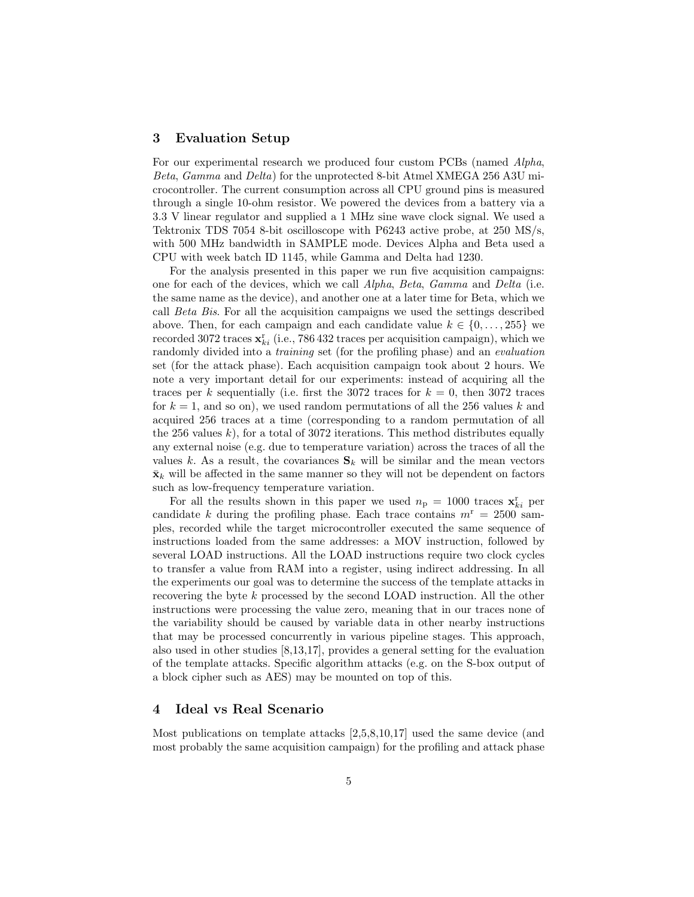## 3 Evaluation Setup

For our experimental research we produced four custom PCBs (named *Alpha*, *Beta*, *Gamma* and *Delta*) for the unprotected 8-bit Atmel XMEGA 256 A3U microcontroller. The current consumption across all CPU ground pins is measured through a single 10-ohm resistor. We powered the devices from a battery via a 3.3 V linear regulator and supplied a 1 MHz sine wave clock signal. We used a Tektronix TDS 7054 8-bit oscilloscope with P6243 active probe, at 250 MS/s, with 500 MHz bandwidth in SAMPLE mode. Devices Alpha and Beta used a CPU with week batch ID 1145, while Gamma and Delta had 1230.

For the analysis presented in this paper we run five acquisition campaigns: one for each of the devices, which we call *Alpha*, *Beta*, *Gamma* and *Delta* (i.e. the same name as the device), and another one at a later time for Beta, which we call *Beta Bis*. For all the acquisition campaigns we used the settings described above. Then, for each campaign and each candidate value $k \in \{0, \ldots, 255\}$ we recorded 3072 traces $\mathbf{x}^{\mathrm{r}}_{ki}$ (i.e., 786 432 traces per acquisition campaign), which we randomly divided into a *training* set (for the profiling phase) and an *evaluation* set (for the attack phase). Each acquisition campaign took about 2 hours. We note a very important detail for our experiments: instead of acquiring all the traces per $k$ sequentially (i.e. first the 3072 traces for $k = 0$, then 3072 traces for $k = 1$, and so on), we used random permutations of all the 256 values $k$ and acquired 256 traces at a time (corresponding to a random permutation of all the 256 values $k$), for a total of 3072 iterations. This method distributes equally any external noise (e.g. due to temperature variation) across the traces of all the values $k$. As a result, the covariances $\mathbf{S}_k$ will be similar and the mean vectors $\bar{\mathbf{x}}_k$ will be affected in the same manner so they will not be dependent on factors such as low-frequency temperature variation.

For all the results shown in this paper we used $n_{\mathrm{p}} = 1000$ traces $\mathbf{x}^{\mathrm{r}}_{ki}$ per candidate $k$ during the profiling phase. Each trace contains $m^{\mathrm{r}} = 2500$ samples, recorded while the target microcontroller executed the same sequence of instructions loaded from the same addresses: a MOV instruction, followed by several LOAD instructions. All the LOAD instructions require two clock cycles to transfer a value from RAM into a register, using indirect addressing. In all the experiments our goal was to determine the success of the template attacks in recovering the byte $k$ processed by the second LOAD instruction. All the other instructions were processing the value zero, meaning that in our traces none of the variability should be caused by variable data in other nearby instructions that may be processed concurrently in various pipeline stages. This approach, also used in other studies [8,13,17], provides a general setting for the evaluation of the template attacks. Specific algorithm attacks (e.g. on the S-box output of a block cipher such as AES) may be mounted on top of this.

## 4 Ideal vs Real Scenario

Most publications on template attacks [2,5,8,10,17] used the same device (and most probably the same acquisition campaign) for the profiling and attack phase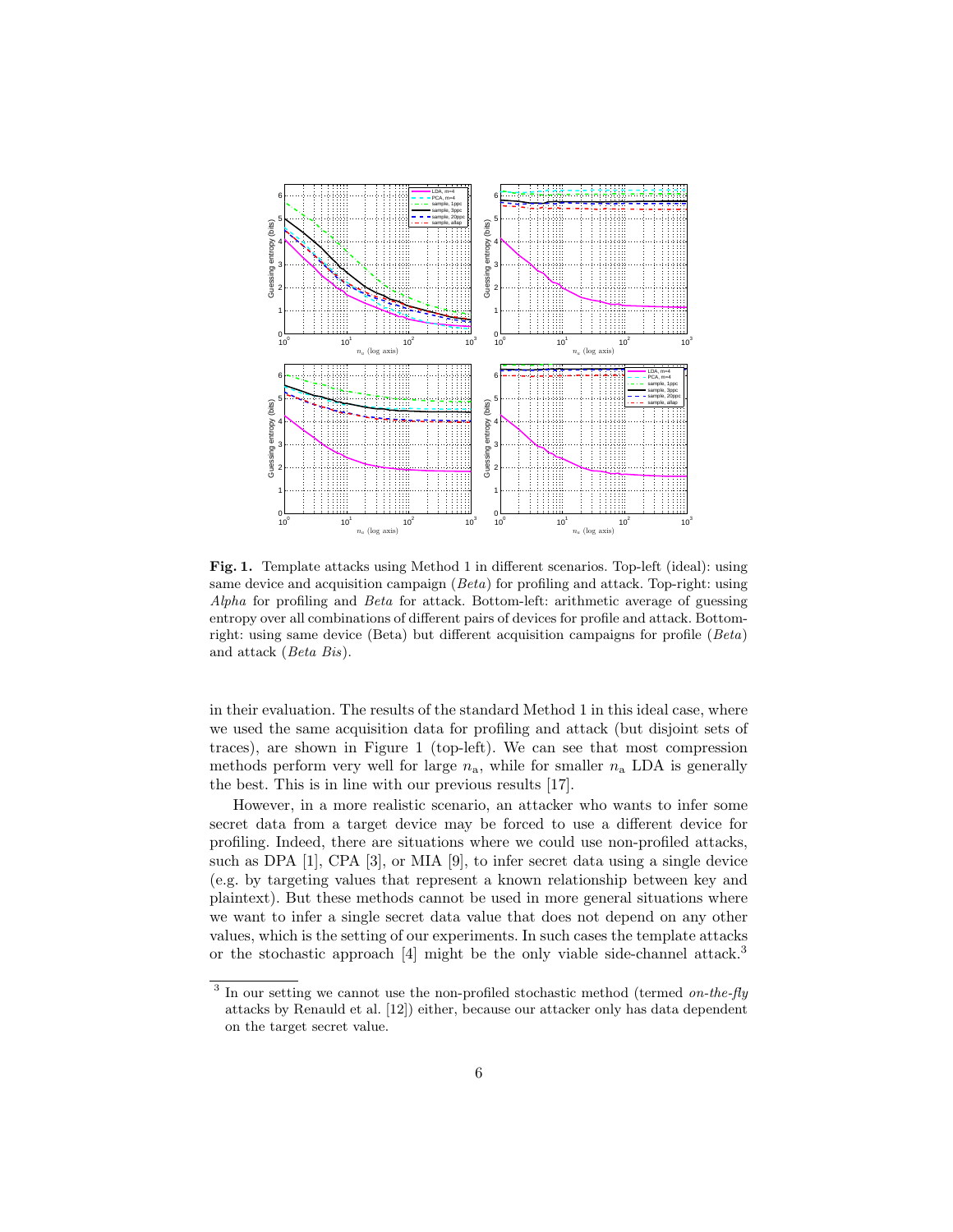**Fig. 1.** Template attacks using Method 1 in different scenarios. Top-left (ideal): using same device and acquisition campaign (*Beta*) for profiling and attack. Top-right: using *Alpha* for profiling and *Beta* for attack. Bottom-left: arithmetic average of guessing entropy over all combinations of different pairs of devices for profile and attack. Bottom-right: using same device (Beta) but different acquisition campaigns for profile (*Beta*) and attack (*Beta Bis*).

in their evaluation. The results of the standard Method 1 in this ideal case, where we used the same acquisition data for profiling and attack (but disjoint sets of traces), are shown in Figure 1 (top-left). We can see that most compression methods perform very well for large $n_\mathrm{a}$, while for smaller $n_\mathrm{a}$ LDA is generally the best. This is in line with our previous results [17].

However, in a more realistic scenario, an attacker who wants to infer some secret data from a target device may be forced to use a different device for profiling. Indeed, there are situations where we could use non-profiled attacks, such as DPA [1], CPA [3], or MIA [9], to infer secret data using a single device (e.g. by targeting values that represent a known relationship between key and plaintext). But these methods cannot be used in more general situations where we want to infer a single secret data value that does not depend on any other values, which is the setting of our experiments. In such cases the template attacks or the stochastic approach [4] might be the only viable side-channel attack.[3]

[3] In our setting we cannot use the non-profiled stochastic method (termed *on-the-fly* attacks by Renauld et al. [12]) either, because our attacker only has data dependent on the target secret value.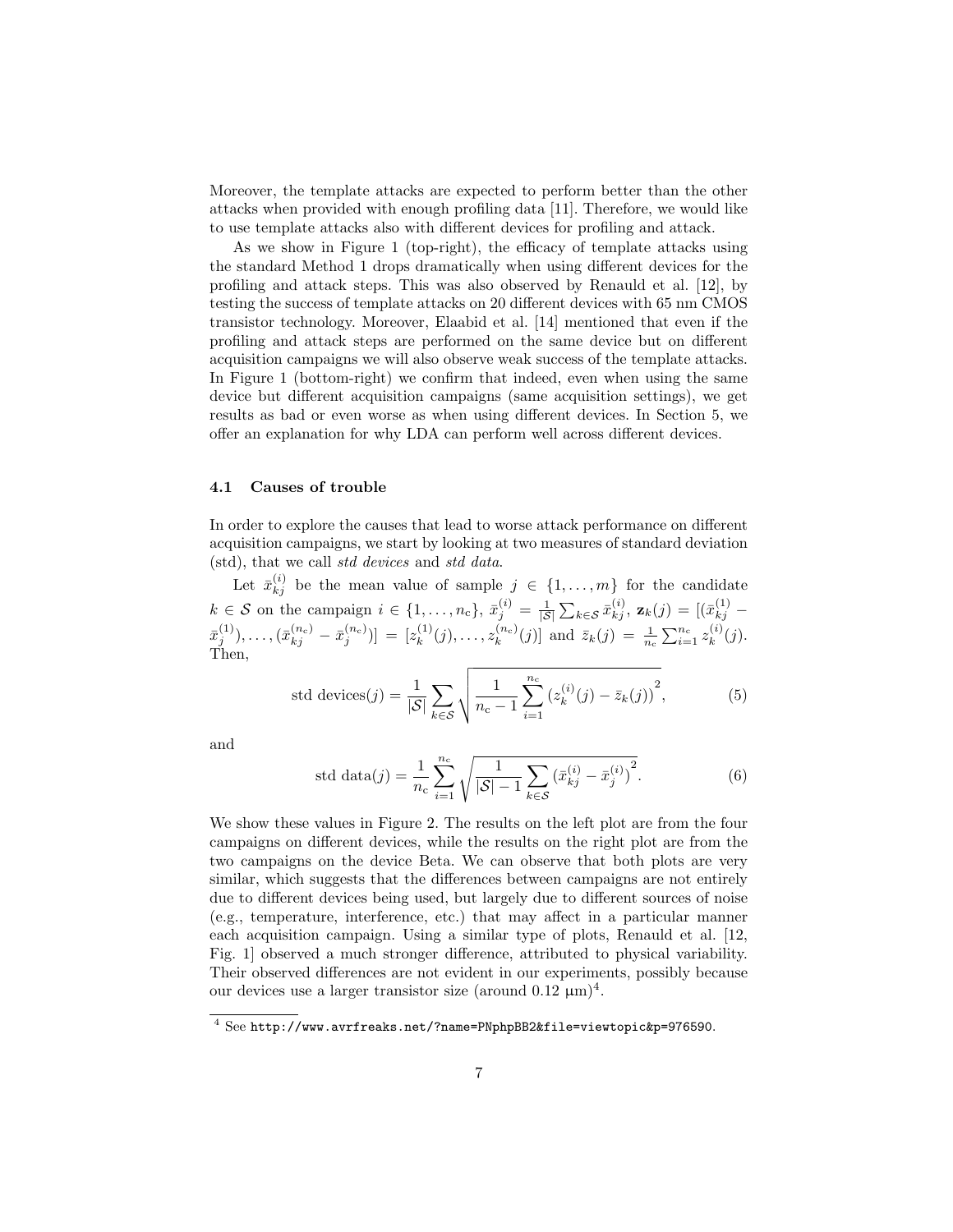Moreover, the template attacks are expected to perform better than the other attacks when provided with enough profiling data [11]. Therefore, we would like to use template attacks also with different devices for profiling and attack.

As we show in Figure 1 (top-right), the efficacy of template attacks using the standard Method 1 drops dramatically when using different devices for the profiling and attack steps. This was also observed by Renauld et al. [12], by testing the success of template attacks on 20 different devices with 65 nm CMOS transistor technology. Moreover, Elaabid et al. [14] mentioned that even if the profiling and attack steps are performed on the same device but on different acquisition campaigns we will also observe weak success of the template attacks. In Figure 1 (bottom-right) we confirm that indeed, even when using the same device but different acquisition campaigns (same acquisition settings), we get results as bad or even worse as when using different devices. In Section 5, we offer an explanation for why LDA can perform well across different devices.

### 4.1 Causes of trouble

In order to explore the causes that lead to worse attack performance on different acquisition campaigns, we start by looking at two measures of standard deviation (std), that we call *std devices* and *std data*.

Let $\bar{x}_{kj}^{(i)}$ be the mean value of sample $j \in \{1, \ldots, m\}$ for the candidate $k \in \mathcal{S}$ on the campaign $i \in \{1, \ldots, n_{\mathrm{c}}\}$, $\bar{x}_j^{(i)} = \frac{1}{|\mathcal{S}|} \sum_{k \in \mathcal{S}} \bar{x}_{kj}^{(i)}$, $\mathbf{z}_k(j) = [(\bar{x}_{kj}^{(1)} - \bar{x}_j^{(1)}), \ldots, (\bar{x}_{kj}^{(n_{\mathrm{c}})} - \bar{x}_j^{(n_{\mathrm{c}})})] = [z_k^{(1)}(j), \ldots, z_k^{(n_{\mathrm{c}})}(j)]$ and $\bar{z}_k(j) = \frac{1}{n_{\mathrm{c}}} \sum_{i=1}^{n_{\mathrm{c}}} z_k^{(i)}(j)$. Then,

$$\text{std devices}(j) = \frac{1}{|\mathcal{S}|} \sum_{k \in \mathcal{S}} \sqrt{\frac{1}{n_{\mathrm{c}} - 1} \sum_{i=1}^{n_{\mathrm{c}}} \left(z_k^{(i)}(j) - \bar{z}_k(j)\right)^2}, \tag{5}$$

and

$$\text{std data}(j) = \frac{1}{n_{\mathrm{c}}} \sum_{i=1}^{n_{\mathrm{c}}} \sqrt{\frac{1}{|\mathcal{S}| - 1} \sum_{k \in \mathcal{S}} \left(\bar{x}_{kj}^{(i)} - \bar{x}_j^{(i)}\right)^2}. \tag{6}$$

We show these values in Figure 2. The results on the left plot are from the four campaigns on different devices, while the results on the right plot are from the two campaigns on the device Beta. We can observe that both plots are very similar, which suggests that the differences between campaigns are not entirely due to different devices being used, but largely due to different sources of noise (e.g., temperature, interference, etc.) that may affect in a particular manner each acquisition campaign. Using a similar type of plots, Renauld et al. [12, Fig. 1] observed a much stronger difference, attributed to physical variability. Their observed differences are not evident in our experiments, possibly because our devices use a larger transistor size (around 0.12 µm)[4].

[4] See http://www.avrfreaks.net/?name=PNphpBB2&file=viewtopic&p=976590.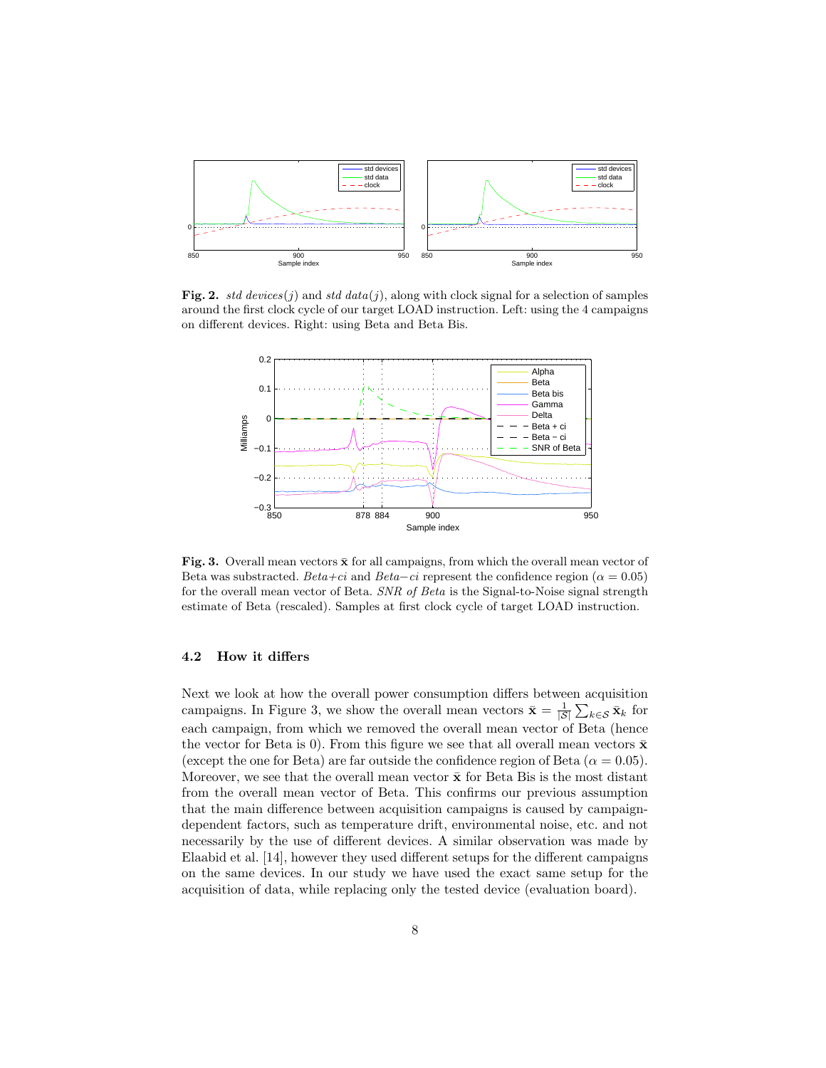**Fig. 2.** *std devices*$(j)$ and *std data*$(j)$, along with clock signal for a selection of samples around the first clock cycle of our target LOAD instruction. Left: using the 4 campaigns on different devices. Right: using Beta and Beta Bis.

**Fig. 3.** Overall mean vectors $\bar{\mathbf{x}}$ for all campaigns, from which the overall mean vector of Beta was substracted. *Beta+ci* and *Beta−ci* represent the confidence region ($\alpha = 0.05$) for the overall mean vector of Beta. *SNR of Beta* is the Signal-to-Noise signal strength estimate of Beta (rescaled). Samples at first clock cycle of target LOAD instruction.

### 4.2 How it differs

Next we look at how the overall power consumption differs between acquisition campaigns. In Figure 3, we show the overall mean vectors $\bar{\mathbf{x}} = \frac{1}{|\mathcal{S}|}\sum_{k \in \mathcal{S}} \bar{\mathbf{x}}_k$ for each campaign, from which we removed the overall mean vector of Beta (hence the vector for Beta is 0). From this figure we see that all overall mean vectors $\bar{\mathbf{x}}$ (except the one for Beta) are far outside the confidence region of Beta ($\alpha = 0.05$). Moreover, we see that the overall mean vector $\bar{\mathbf{x}}$ for Beta Bis is the most distant from the overall mean vector of Beta. This confirms our previous assumption that the main difference between acquisition campaigns is caused by campaign-dependent factors, such as temperature drift, environmental noise, etc. and not necessarily by the use of different devices. A similar observation was made by Elaabid et al. [14], however they used different setups for the different campaigns on the same devices. In our study we have used the exact same setup for the acquisition of data, while replacing only the tested device (evaluation board).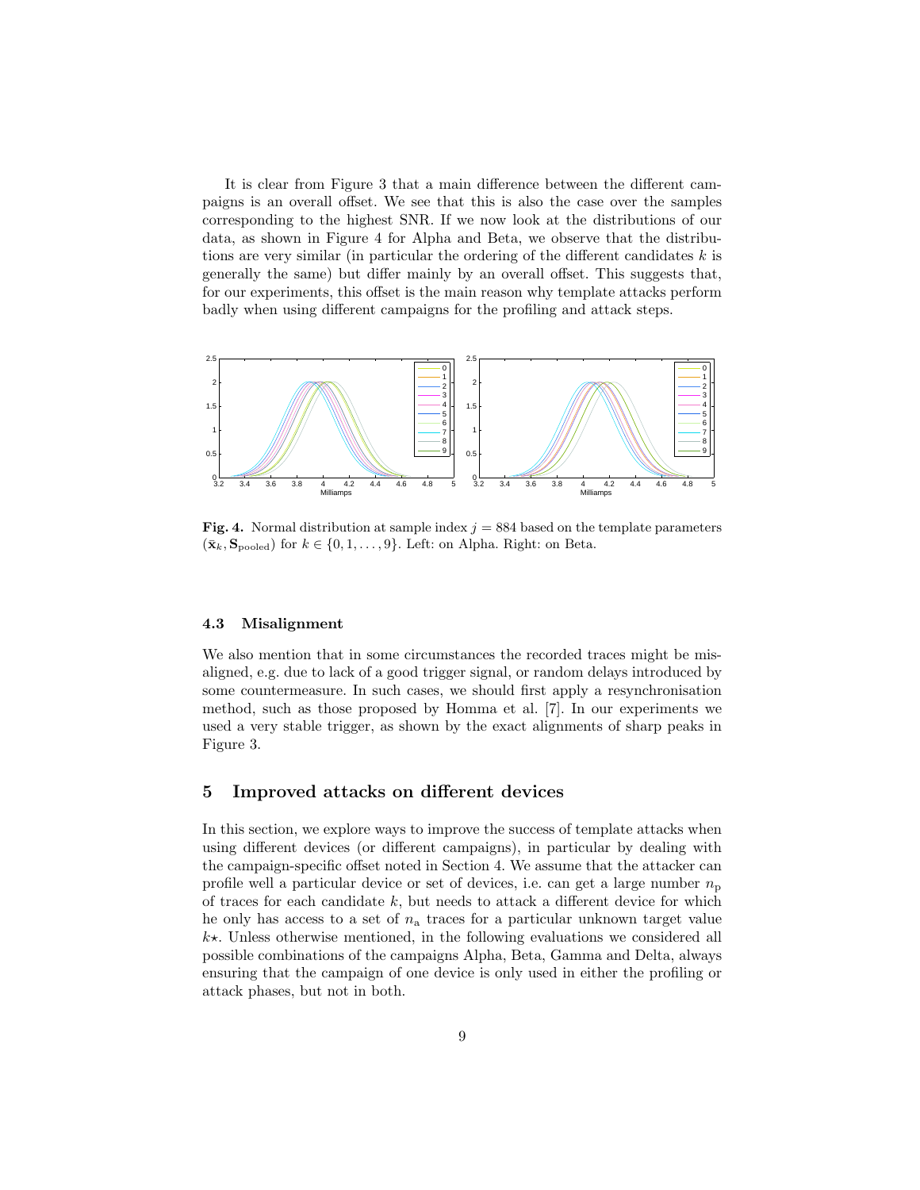It is clear from Figure 3 that a main difference between the different campaigns is an overall offset. We see that this is also the case over the samples corresponding to the highest SNR. If we now look at the distributions of our data, as shown in Figure 4 for Alpha and Beta, we observe that the distributions are very similar (in particular the ordering of the different candidates $k$ is generally the same) but differ mainly by an overall offset. This suggests that, for our experiments, this offset is the main reason why template attacks perform badly when using different campaigns for the profiling and attack steps.

**Fig. 4.** Normal distribution at sample index $j = 884$ based on the template parameters $(\bar{\mathbf{x}}_k, \mathbf{S}_{\text{pooled}})$ for $k \in \{0, 1, \ldots, 9\}$. Left: on Alpha. Right: on Beta.

### 4.3 Misalignment

We also mention that in some circumstances the recorded traces might be misaligned, e.g. due to lack of a good trigger signal, or random delays introduced by some countermeasure. In such cases, we should first apply a resynchronisation method, such as those proposed by Homma et al. [7]. In our experiments we used a very stable trigger, as shown by the exact alignments of sharp peaks in Figure 3.

## 5 Improved attacks on different devices

In this section, we explore ways to improve the success of template attacks when using different devices (or different campaigns), in particular by dealing with the campaign-specific offset noted in Section 4. We assume that the attacker can profile well a particular device or set of devices, i.e. can get a large number $n_{\text{p}}$ of traces for each candidate $k$, but needs to attack a different device for which he only has access to a set of $n_{\text{a}}$ traces for a particular unknown target value $k\star$. Unless otherwise mentioned, in the following evaluations we considered all possible combinations of the campaigns Alpha, Beta, Gamma and Delta, always ensuring that the campaign of one device is only used in either the profiling or attack phases, but not in both.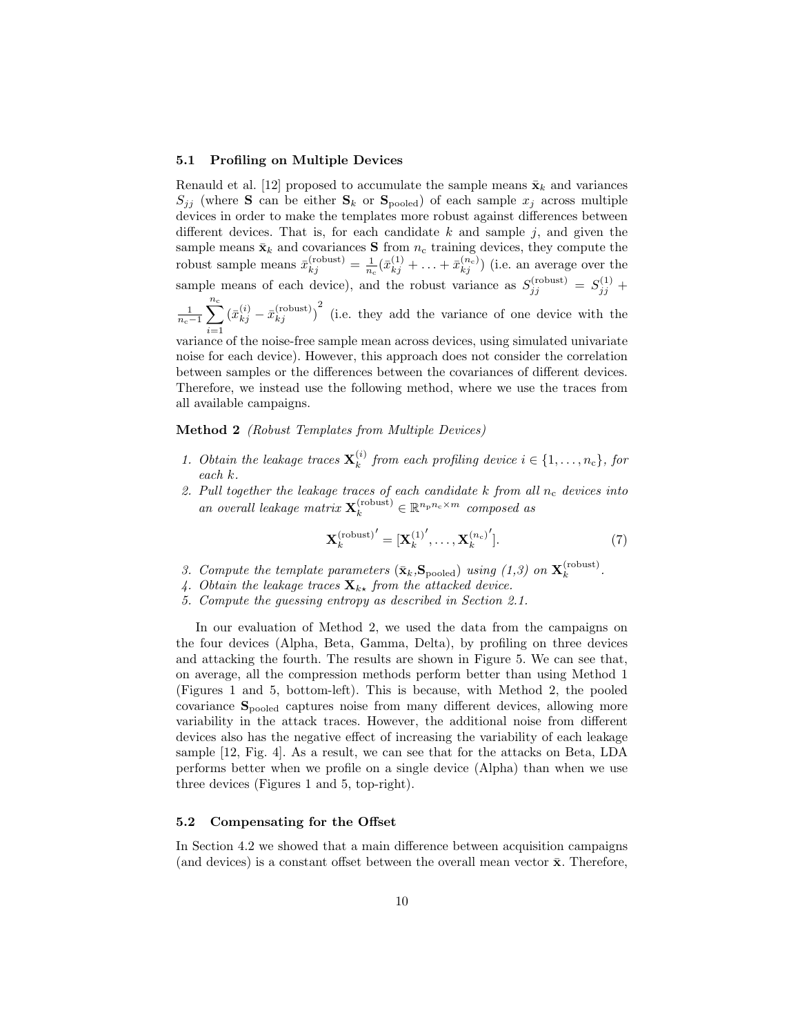### 5.1 Profiling on Multiple Devices

Renauld et al. [12] proposed to accumulate the sample means $\bar{\mathbf{x}}_k$ and variances $S_{jj}$ (where $\mathbf{S}$ can be either $\mathbf{S}_k$ or $\mathbf{S}_{\text{pooled}}$) of each sample $x_j$ across multiple devices in order to make the templates more robust against differences between different devices. That is, for each candidate $k$ and sample $j$, and given the sample means $\bar{\mathbf{x}}_k$ and covariances $\mathbf{S}$ from $n_\text{c}$ training devices, they compute the robust sample means $\bar{x}_{kj}^{(\text{robust})} = \frac{1}{n_\text{c}}(\bar{x}_{kj}^{(1)} + \ldots + \bar{x}_{kj}^{(n_\text{c})})$ (i.e. an average over the sample means of each device), and the robust variance as $S_{jj}^{(\text{robust})} = S_{jj}^{(1)} + \frac{1}{n_\text{c}-1}\sum_{i=1}^{n_\text{c}} \left(\bar{x}_{kj}^{(i)} - \bar{x}_{kj}^{(\text{robust})}\right)^2$ (i.e. they add the variance of one device with the variance of the noise-free sample mean across devices, using simulated univariate noise for each device). However, this approach does not consider the correlation between samples or the differences between the covariances of different devices. Therefore, we instead use the following method, where we use the traces from all available campaigns.

**Method 2** *(Robust Templates from Multiple Devices)*

1. *Obtain the leakage traces $\mathbf{X}_k^{(i)}$ from each profiling device $i \in \{1, \ldots, n_\text{c}\}$, for each $k$.*
2. *Pull together the leakage traces of each candidate $k$ from all $n_\text{c}$ devices into an overall leakage matrix $\mathbf{X}_k^{(\text{robust})} \in \mathbb{R}^{n_\text{p} n_\text{c} \times m}$ composed as*

$$\mathbf{X}_k^{(\text{robust})'} = [\mathbf{X}_k^{(1)'}, \ldots, \mathbf{X}_k^{(n_\text{c})'}]. \tag{7}$$

3. *Compute the template parameters ($\bar{\mathbf{x}}_k$,$\mathbf{S}_{\text{pooled}}$) using (1,3) on $\mathbf{X}_k^{(\text{robust})}$.*
4. *Obtain the leakage traces $\mathbf{X}_{k\star}$ from the attacked device.*
5. *Compute the guessing entropy as described in Section 2.1.*

In our evaluation of Method 2, we used the data from the campaigns on the four devices (Alpha, Beta, Gamma, Delta), by profiling on three devices and attacking the fourth. The results are shown in Figure 5. We can see that, on average, all the compression methods perform better than using Method 1 (Figures 1 and 5, bottom-left). This is because, with Method 2, the pooled covariance $\mathbf{S}_{\text{pooled}}$ captures noise from many different devices, allowing more variability in the attack traces. However, the additional noise from different devices also has the negative effect of increasing the variability of each leakage sample [12, Fig. 4]. As a result, we can see that for the attacks on Beta, LDA performs better when we profile on a single device (Alpha) than when we use three devices (Figures 1 and 5, top-right).

### 5.2 Compensating for the Offset

In Section 4.2 we showed that a main difference between acquisition campaigns (and devices) is a constant offset between the overall mean vector $\bar{\mathbf{x}}$. Therefore,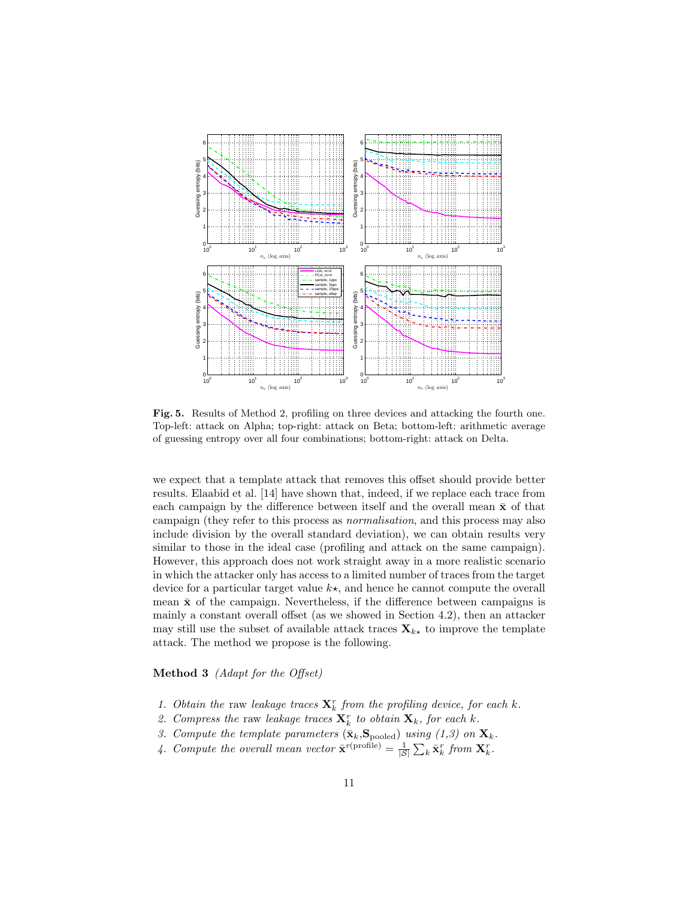**Fig. 5.** Results of Method 2, profiling on three devices and attacking the fourth one. Top-left: attack on Alpha; top-right: attack on Beta; bottom-left: arithmetic average of guessing entropy over all four combinations; bottom-right: attack on Delta.

we expect that a template attack that removes this offset should provide better results. Elaabid et al. [14] have shown that, indeed, if we replace each trace from each campaign by the difference between itself and the overall mean $\bar{\mathbf{x}}$ of that campaign (they refer to this process as *normalisation*, and this process may also include division by the overall standard deviation), we can obtain results very similar to those in the ideal case (profiling and attack on the same campaign). However, this approach does not work straight away in a more realistic scenario in which the attacker only has access to a limited number of traces from the target device for a particular target value $k\star$, and hence he cannot compute the overall mean $\bar{\mathbf{x}}$ of the campaign. Nevertheless, if the difference between campaigns is mainly a constant overall offset (as we showed in Section 4.2), then an attacker may still use the subset of available attack traces $\mathbf{X}_{k\star}$ to improve the template attack. The method we propose is the following.

**Method 3** *(Adapt for the Offset)*

1. *Obtain the* raw *leakage traces* $\mathbf{X}_k^r$ *from the profiling device, for each* $k$.
2. *Compress the* raw *leakage traces* $\mathbf{X}_k^r$ *to obtain* $\mathbf{X}_k$*, for each* $k$.
3. *Compute the template parameters* $(\bar{\mathbf{x}}_k, \mathbf{S}_{\text{pooled}})$ *using (1,3) on* $\mathbf{X}_k$.
4. *Compute the overall mean vector* $\bar{\mathbf{x}}^{r(\text{profile})} = \frac{1}{|\mathcal{S}|}\sum_k \bar{\mathbf{x}}_k^r$ *from* $\mathbf{X}_k^r$.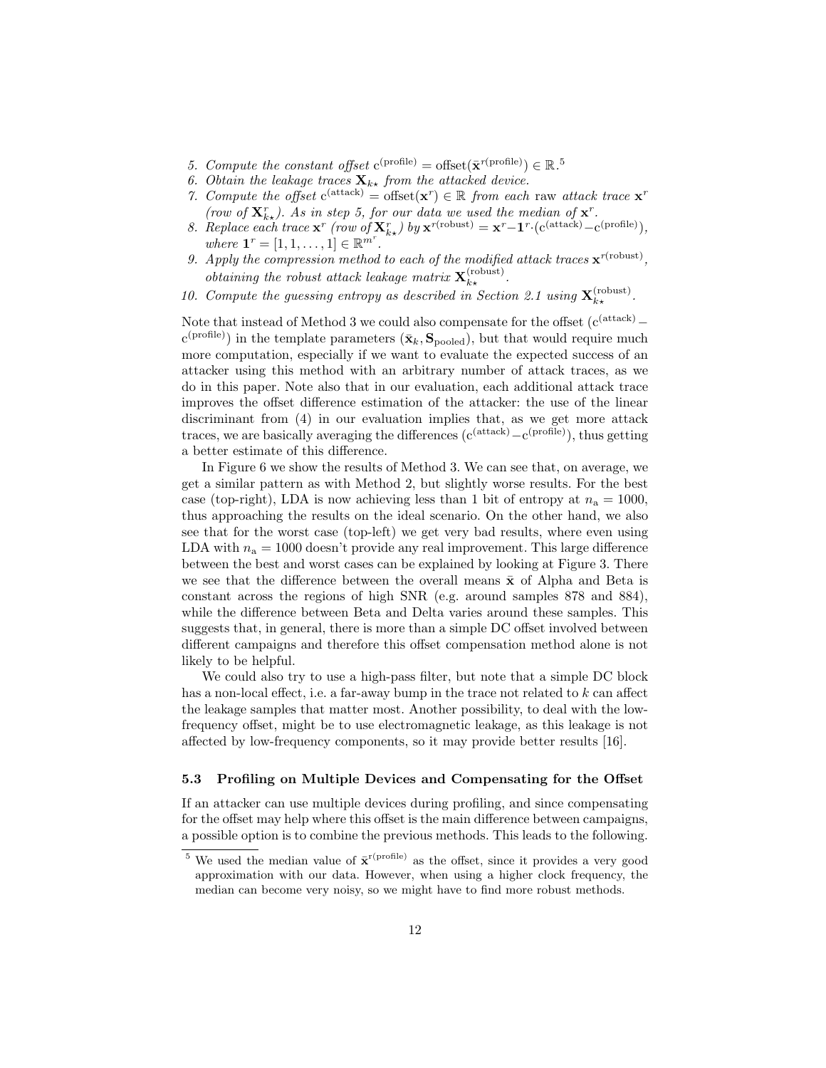5. *Compute the constant offset* $c^{(\text{profile})} = \text{offset}(\bar{\mathbf{x}}^{r(\text{profile})}) \in \mathbb{R}$.[5]
6. *Obtain the leakage traces* $\mathbf{X}_{k\star}$ *from the attacked device.*
7. *Compute the offset* $c^{(\text{attack})} = \text{offset}(\mathbf{x}^r) \in \mathbb{R}$ *from each* raw *attack trace* $\mathbf{x}^r$ *(row of* $\mathbf{X}^r_{k\star}$*). As in step 5, for our data we used the median of* $\mathbf{x}^r$*.*
8. *Replace each trace* $\mathbf{x}^r$ *(row of* $\mathbf{X}^r_{k\star}$*) by* $\mathbf{x}^{r(\text{robust})} = \mathbf{x}^r - \mathbf{1}^r \cdot (c^{(\text{attack})} - c^{(\text{profile})})$*, where* $\mathbf{1}^r = [1, 1, \ldots, 1] \in \mathbb{R}^{m^r}$*.*
9. *Apply the compression method to each of the modified attack traces* $\mathbf{x}^{r(\text{robust})}$*, obtaining the robust attack leakage matrix* $\mathbf{X}^{(\text{robust})}_{k\star}$*.*
10. *Compute the guessing entropy as described in Section 2.1 using* $\mathbf{X}^{(\text{robust})}_{k\star}$*.*

Note that instead of Method 3 we could also compensate for the offset ($c^{(\text{attack})} - c^{(\text{profile})}$) in the template parameters ($\bar{\mathbf{x}}_k, \mathbf{S}_{\text{pooled}}$), but that would require much more computation, especially if we want to evaluate the expected success of an attacker using this method with an arbitrary number of attack traces, as we do in this paper. Note also that in our evaluation, each additional attack trace improves the offset difference estimation of the attacker: the use of the linear discriminant from (4) in our evaluation implies that, as we get more attack traces, we are basically averaging the differences ($c^{(\text{attack})} - c^{(\text{profile})}$), thus getting a better estimate of this difference.

In Figure 6 we show the results of Method 3. We can see that, on average, we get a similar pattern as with Method 2, but slightly worse results. For the best case (top-right), LDA is now achieving less than 1 bit of entropy at $n_a = 1000$, thus approaching the results on the ideal scenario. On the other hand, we also see that for the worst case (top-left) we get very bad results, where even using LDA with $n_a = 1000$ doesn't provide any real improvement. This large difference between the best and worst cases can be explained by looking at Figure 3. There we see that the difference between the overall means $\bar{\mathbf{x}}$ of Alpha and Beta is constant across the regions of high SNR (e.g. around samples 878 and 884), while the difference between Beta and Delta varies around these samples. This suggests that, in general, there is more than a simple DC offset involved between different campaigns and therefore this offset compensation method alone is not likely to be helpful.

We could also try to use a high-pass filter, but note that a simple DC block has a non-local effect, i.e. a far-away bump in the trace not related to $k$ can affect the leakage samples that matter most. Another possibility, to deal with the low-frequency offset, might be to use electromagnetic leakage, as this leakage is not affected by low-frequency components, so it may provide better results [16].

### 5.3 Profiling on Multiple Devices and Compensating for the Offset

If an attacker can use multiple devices during profiling, and since compensating for the offset may help where this offset is the main difference between campaigns, a possible option is to combine the previous methods. This leads to the following.

[5] We used the median value of $\bar{\mathbf{x}}^{r(\text{profile})}$ as the offset, since it provides a very good approximation with our data. However, when using a higher clock frequency, the median can become very noisy, so we might have to find more robust methods.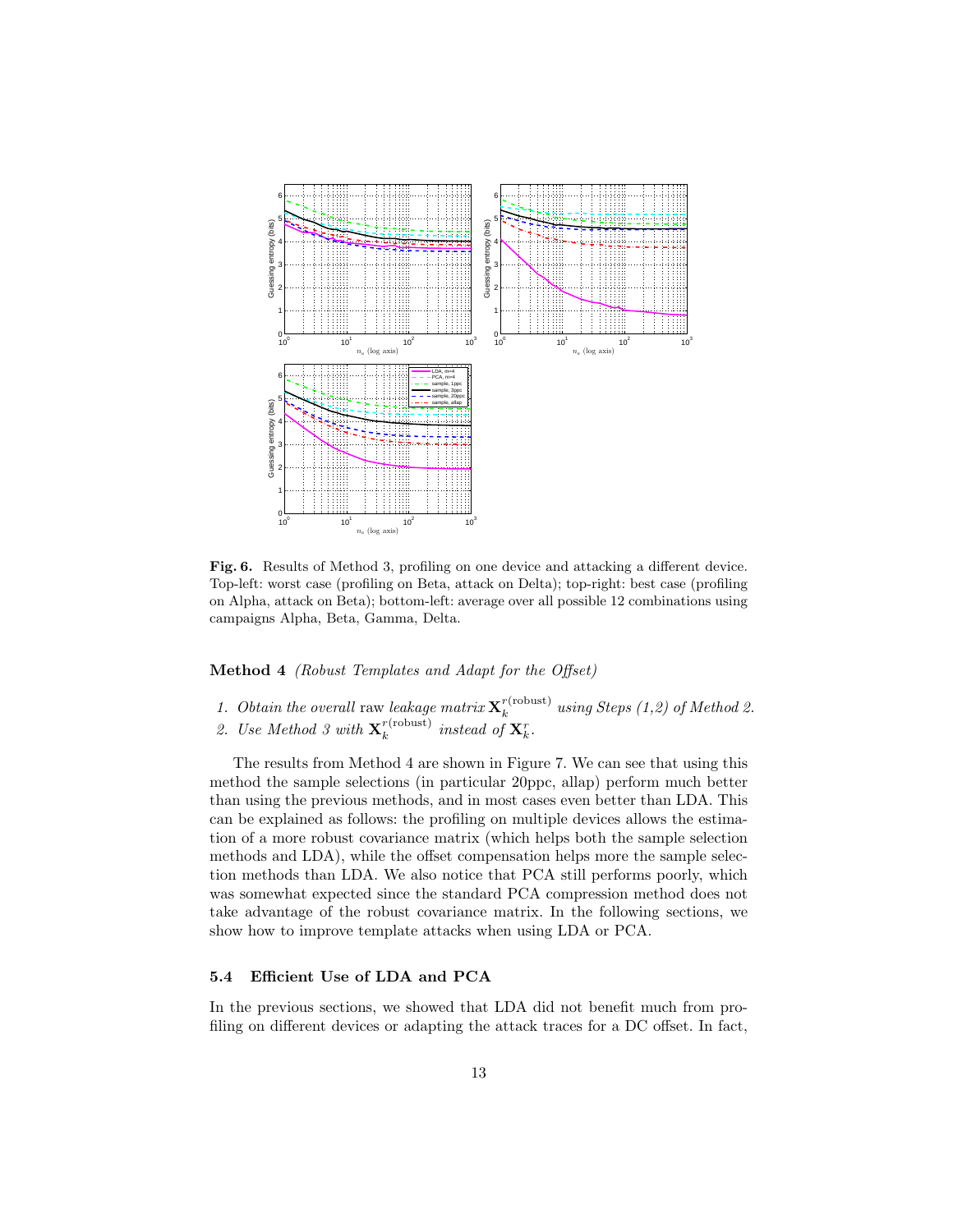**Fig. 6.** Results of Method 3, profiling on one device and attacking a different device. Top-left: worst case (profiling on Beta, attack on Delta); top-right: best case (profiling on Alpha, attack on Beta); bottom-left: average over all possible 12 combinations using campaigns Alpha, Beta, Gamma, Delta.

**Method 4** *(Robust Templates and Adapt for the Offset)*

1. *Obtain the overall* raw *leakage matrix* $\mathbf{X}_k^{r(\text{robust})}$ *using Steps (1,2) of Method 2.*
2. *Use Method 3 with* $\mathbf{X}_k^{r(\text{robust})}$ *instead of* $\mathbf{X}_k^r$.

The results from Method 4 are shown in Figure 7. We can see that using this method the sample selections (in particular 20ppc, allap) perform much better than using the previous methods, and in most cases even better than LDA. This can be explained as follows: the profiling on multiple devices allows the estimation of a more robust covariance matrix (which helps both the sample selection methods and LDA), while the offset compensation helps more the sample selection methods than LDA. We also notice that PCA still performs poorly, which was somewhat expected since the standard PCA compression method does not take advantage of the robust covariance matrix. In the following sections, we show how to improve template attacks when using LDA or PCA.

### 5.4 Efficient Use of LDA and PCA

In the previous sections, we showed that LDA did not benefit much from profiling on different devices or adapting the attack traces for a DC offset. In fact,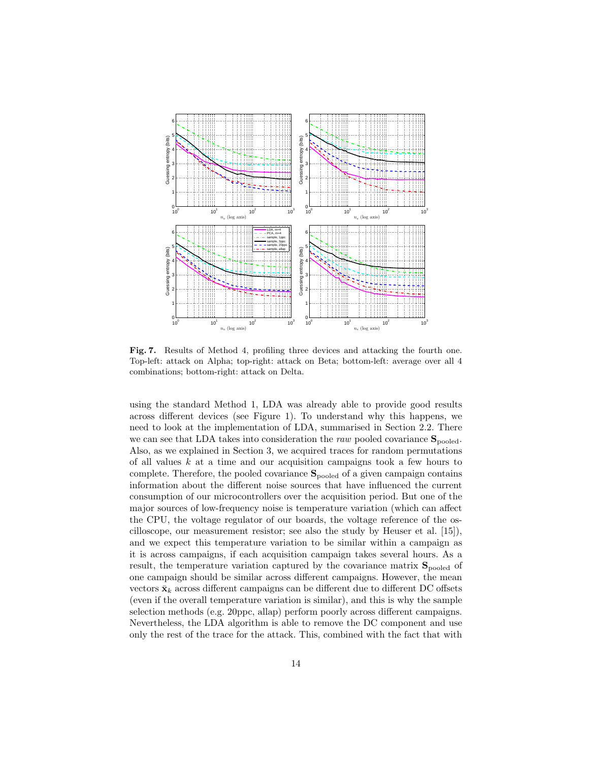**Fig. 7.** Results of Method 4, profiling three devices and attacking the fourth one. Top-left: attack on Alpha; top-right: attack on Beta; bottom-left: average over all 4 combinations; bottom-right: attack on Delta.

using the standard Method 1, LDA was already able to provide good results across different devices (see Figure 1). To understand why this happens, we need to look at the implementation of LDA, summarised in Section 2.2. There we can see that LDA takes into consideration the *raw* pooled covariance $\mathbf{S}_{\text{pooled}}$. Also, as we explained in Section 3, we acquired traces for random permutations of all values $k$ at a time and our acquisition campaigns took a few hours to complete. Therefore, the pooled covariance $\mathbf{S}_{\text{pooled}}$ of a given campaign contains information about the different noise sources that have influenced the current consumption of our microcontrollers over the acquisition period. But one of the major sources of low-frequency noise is temperature variation (which can affect the CPU, the voltage regulator of our boards, the voltage reference of the oscilloscope, our measurement resistor; see also the study by Heuser et al. [15]), and we expect this temperature variation to be similar within a campaign as it is across campaigns, if each acquisition campaign takes several hours. As a result, the temperature variation captured by the covariance matrix $\mathbf{S}_{\text{pooled}}$ of one campaign should be similar across different campaigns. However, the mean vectors $\bar{\mathbf{x}}_k$ across different campaigns can be different due to different DC offsets (even if the overall temperature variation is similar), and this is why the sample selection methods (e.g. 20ppc, allap) perform poorly across different campaigns. Nevertheless, the LDA algorithm is able to remove the DC component and use only the rest of the trace for the attack. This, combined with the fact that with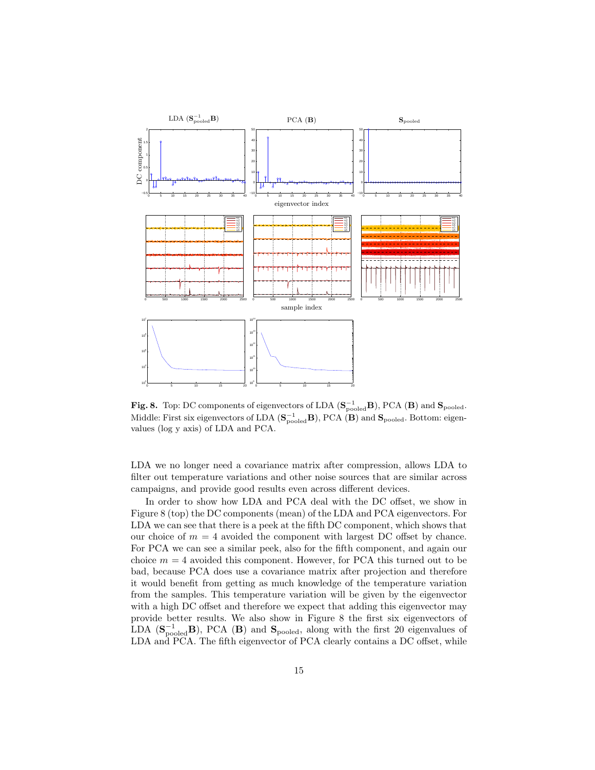**Fig. 8.** Top: DC components of eigenvectors of LDA ($\mathbf{S}_{\text{pooled}}^{-1}\mathbf{B}$), PCA ($\mathbf{B}$) and $\mathbf{S}_{\text{pooled}}$. Middle: First six eigenvectors of LDA ($\mathbf{S}_{\text{pooled}}^{-1}\mathbf{B}$), PCA ($\mathbf{B}$) and $\mathbf{S}_{\text{pooled}}$. Bottom: eigenvalues (log y axis) of LDA and PCA.

LDA we no longer need a covariance matrix after compression, allows LDA to filter out temperature variations and other noise sources that are similar across campaigns, and provide good results even across different devices.

In order to show how LDA and PCA deal with the DC offset, we show in Figure 8 (top) the DC components (mean) of the LDA and PCA eigenvectors. For LDA we can see that there is a peek at the fifth DC component, which shows that our choice of $m = 4$ avoided the component with largest DC offset by chance. For PCA we can see a similar peek, also for the fifth component, and again our choice $m = 4$ avoided this component. However, for PCA this turned out to be bad, because PCA does use a covariance matrix after projection and therefore it would benefit from getting as much knowledge of the temperature variation from the samples. This temperature variation will be given by the eigenvector with a high DC offset and therefore we expect that adding this eigenvector may provide better results. We also show in Figure 8 the first six eigenvectors of LDA ($\mathbf{S}_{\text{pooled}}^{-1}\mathbf{B}$), PCA ($\mathbf{B}$) and $\mathbf{S}_{\text{pooled}}$, along with the first 20 eigenvalues of LDA and PCA. The fifth eigenvector of PCA clearly contains a DC offset, while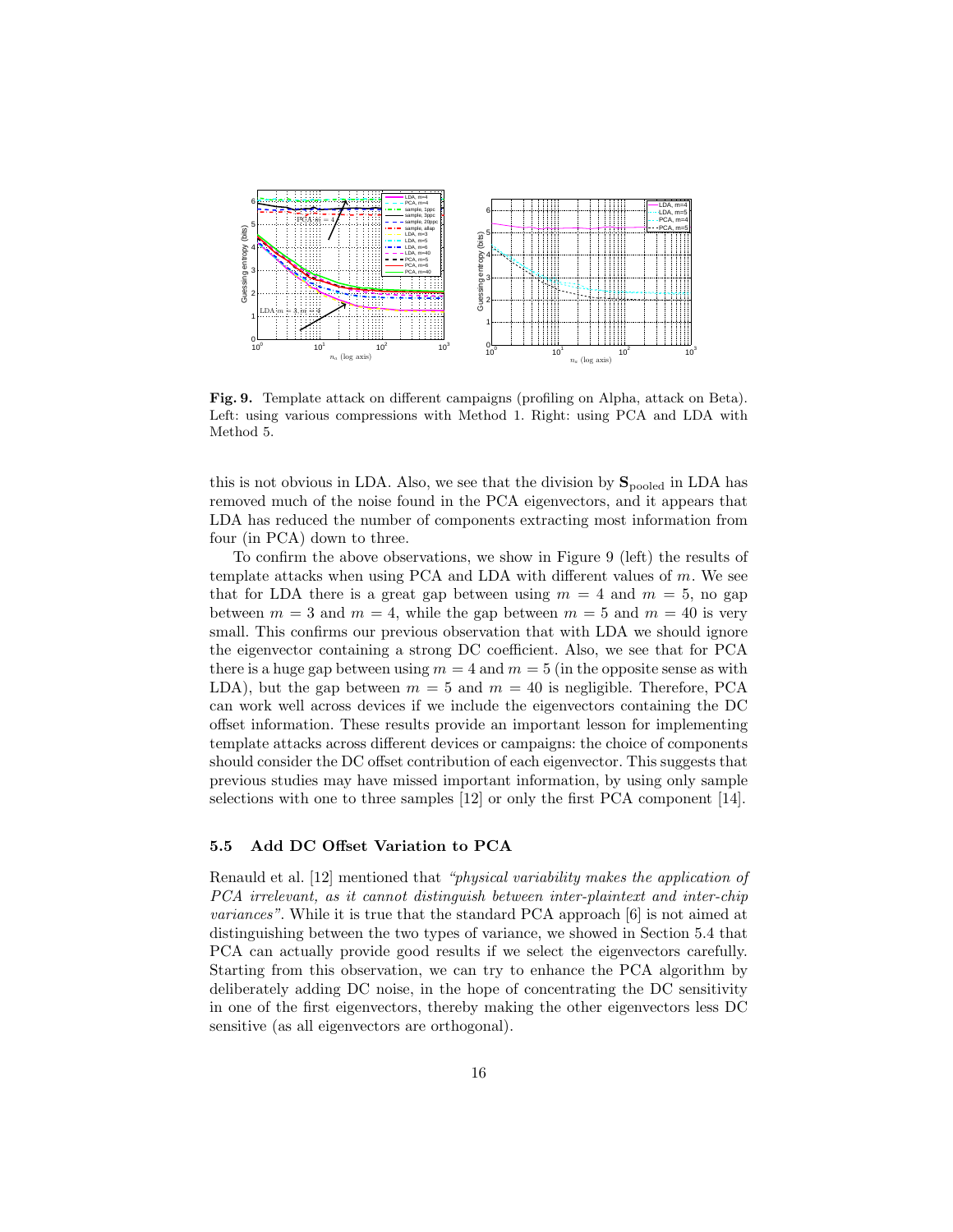**Fig. 9.** Template attack on different campaigns (profiling on Alpha, attack on Beta). Left: using various compressions with Method 1. Right: using PCA and LDA with Method 5.

this is not obvious in LDA. Also, we see that the division by $\mathbf{S}_{\text{pooled}}$ in LDA has removed much of the noise found in the PCA eigenvectors, and it appears that LDA has reduced the number of components extracting most information from four (in PCA) down to three.

To confirm the above observations, we show in Figure 9 (left) the results of template attacks when using PCA and LDA with different values of $m$. We see that for LDA there is a great gap between using $m = 4$ and $m = 5$, no gap between $m = 3$ and $m = 4$, while the gap between $m = 5$ and $m = 40$ is very small. This confirms our previous observation that with LDA we should ignore the eigenvector containing a strong DC coefficient. Also, we see that for PCA there is a huge gap between using $m = 4$ and $m = 5$ (in the opposite sense as with LDA), but the gap between $m = 5$ and $m = 40$ is negligible. Therefore, PCA can work well across devices if we include the eigenvectors containing the DC offset information. These results provide an important lesson for implementing template attacks across different devices or campaigns: the choice of components should consider the DC offset contribution of each eigenvector. This suggests that previous studies may have missed important information, by using only sample selections with one to three samples [12] or only the first PCA component [14].

### 5.5 Add DC Offset Variation to PCA

Renauld et al. [12] mentioned that *"physical variability makes the application of PCA irrelevant, as it cannot distinguish between inter-plaintext and inter-chip variances"*. While it is true that the standard PCA approach [6] is not aimed at distinguishing between the two types of variance, we showed in Section 5.4 that PCA can actually provide good results if we select the eigenvectors carefully. Starting from this observation, we can try to enhance the PCA algorithm by deliberately adding DC noise, in the hope of concentrating the DC sensitivity in one of the first eigenvectors, thereby making the other eigenvectors less DC sensitive (as all eigenvectors are orthogonal).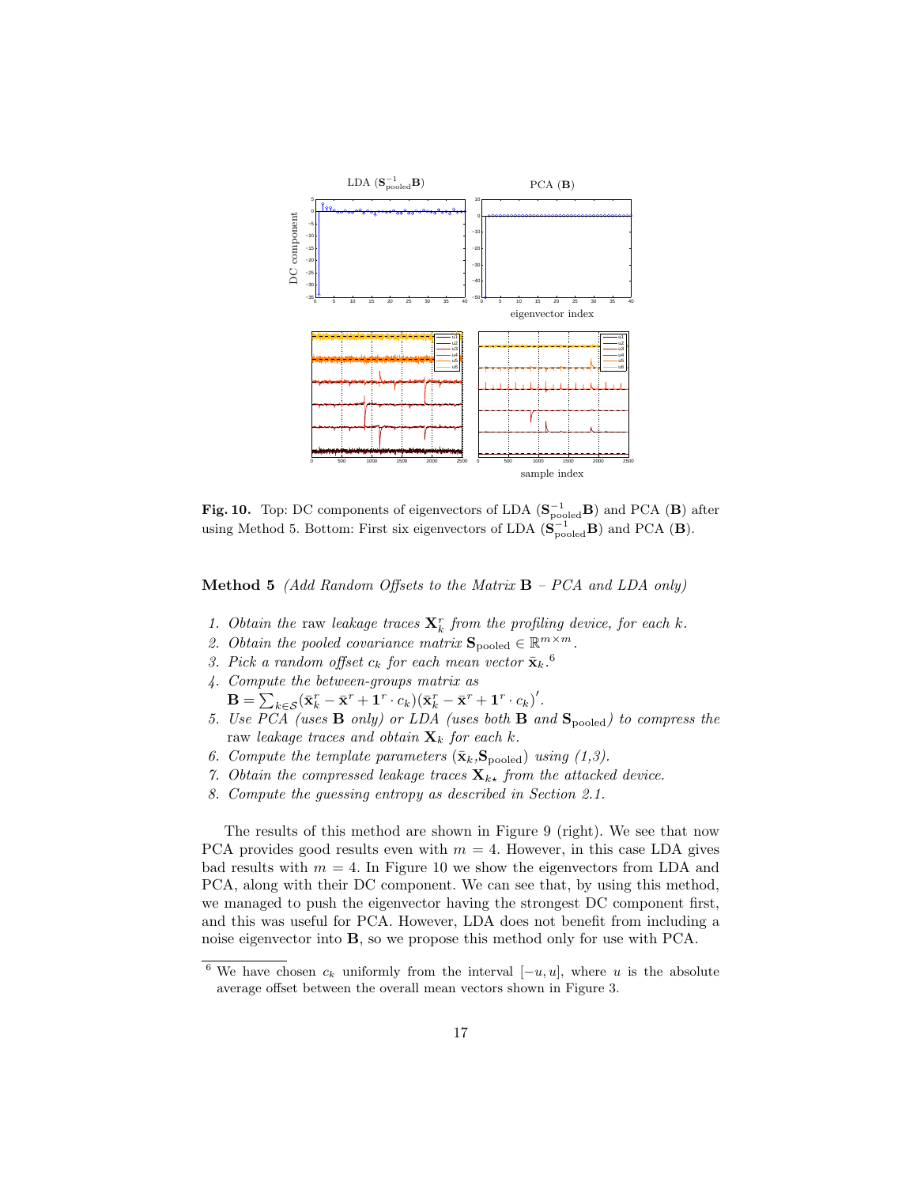**Fig. 10.** Top: DC components of eigenvectors of LDA ($\mathbf{S}_{\text{pooled}}^{-1}\mathbf{B}$) and PCA ($\mathbf{B}$) after using Method 5. Bottom: First six eigenvectors of LDA ($\mathbf{S}_{\text{pooled}}^{-1}\mathbf{B}$) and PCA ($\mathbf{B}$).

**Method 5** *(Add Random Offsets to the Matrix* $\mathbf{B}$ *– PCA and LDA only)*

1. *Obtain the* raw *leakage traces* $\mathbf{X}_k^r$ *from the profiling device, for each* $k$.
2. *Obtain the pooled covariance matrix* $\mathbf{S}_{\text{pooled}} \in \mathbb{R}^{m \times m}$.
3. *Pick a random offset* $c_k$ *for each mean vector* $\bar{\mathbf{x}}_k$.[6]
4. *Compute the between-groups matrix as*
   $\mathbf{B} = \sum_{k \in \mathcal{S}} (\bar{\mathbf{x}}_k^r - \bar{\mathbf{x}}^r + \mathbf{1}^r \cdot c_k)(\bar{\mathbf{x}}_k^r - \bar{\mathbf{x}}^r + \mathbf{1}^r \cdot c_k)'$.
5. *Use PCA (uses* $\mathbf{B}$ *only) or LDA (uses both* $\mathbf{B}$ *and* $\mathbf{S}_{\text{pooled}}$*) to compress the* raw *leakage traces and obtain* $\mathbf{X}_k$ *for each* $k$.
6. *Compute the template parameters* $(\bar{\mathbf{x}}_k, \mathbf{S}_{\text{pooled}})$ *using (1,3).*
7. *Obtain the compressed leakage traces* $\mathbf{X}_{k\star}$ *from the attacked device.*
8. *Compute the guessing entropy as described in Section 2.1.*

The results of this method are shown in Figure 9 (right). We see that now PCA provides good results even with $m = 4$. However, in this case LDA gives bad results with $m = 4$. In Figure 10 we show the eigenvectors from LDA and PCA, along with their DC component. We can see that, by using this method, we managed to push the eigenvector having the strongest DC component first, and this was useful for PCA. However, LDA does not benefit from including a noise eigenvector into $\mathbf{B}$, so we propose this method only for use with PCA.

[6] We have chosen $c_k$ uniformly from the interval $[-u, u]$, where $u$ is the absolute average offset between the overall mean vectors shown in Figure 3.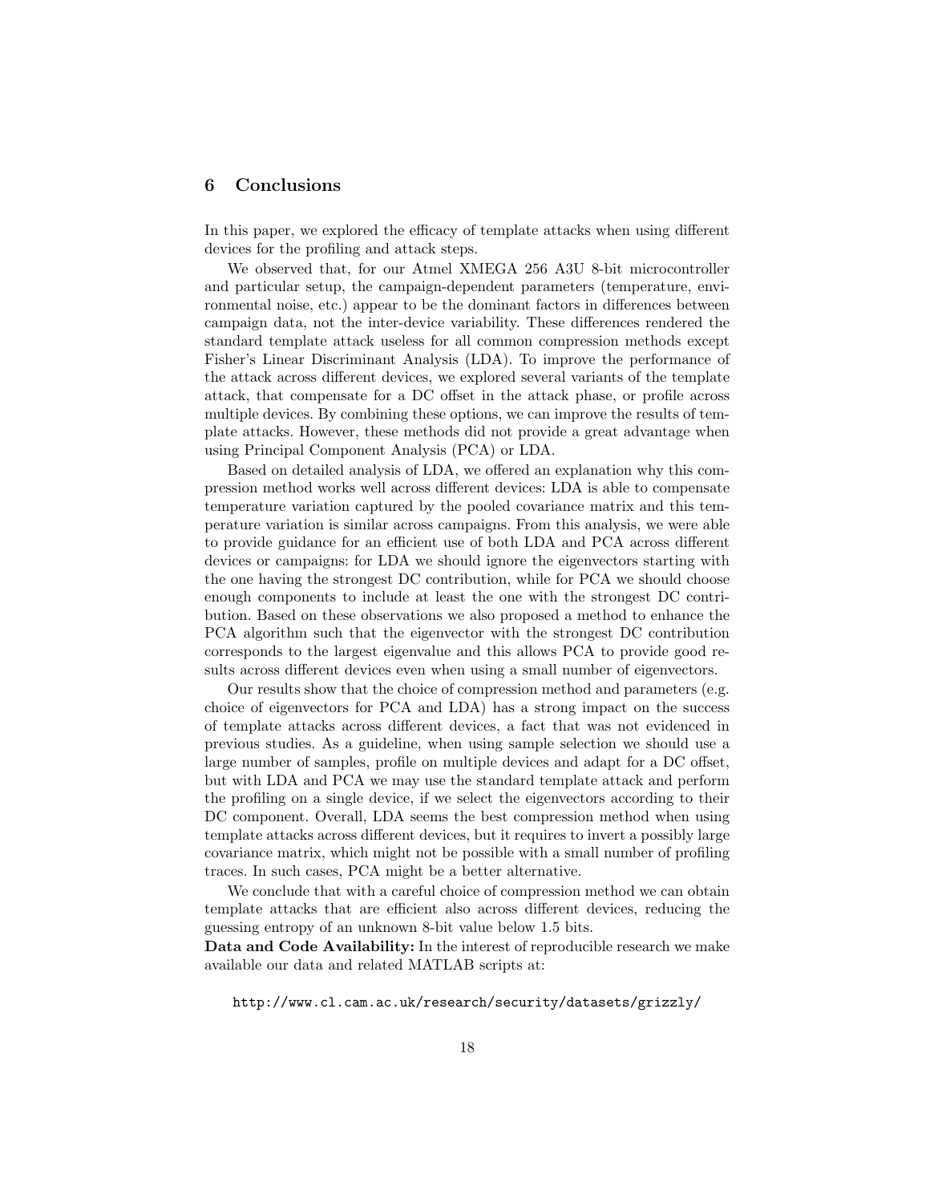## 6 Conclusions

In this paper, we explored the efficacy of template attacks when using different devices for the profiling and attack steps.

We observed that, for our Atmel XMEGA 256 A3U 8-bit microcontroller and particular setup, the campaign-dependent parameters (temperature, environmental noise, etc.) appear to be the dominant factors in differences between campaign data, not the inter-device variability. These differences rendered the standard template attack useless for all common compression methods except Fisher's Linear Discriminant Analysis (LDA). To improve the performance of the attack across different devices, we explored several variants of the template attack, that compensate for a DC offset in the attack phase, or profile across multiple devices. By combining these options, we can improve the results of template attacks. However, these methods did not provide a great advantage when using Principal Component Analysis (PCA) or LDA.

Based on detailed analysis of LDA, we offered an explanation why this compression method works well across different devices: LDA is able to compensate temperature variation captured by the pooled covariance matrix and this temperature variation is similar across campaigns. From this analysis, we were able to provide guidance for an efficient use of both LDA and PCA across different devices or campaigns: for LDA we should ignore the eigenvectors starting with the one having the strongest DC contribution, while for PCA we should choose enough components to include at least the one with the strongest DC contribution. Based on these observations we also proposed a method to enhance the PCA algorithm such that the eigenvector with the strongest DC contribution corresponds to the largest eigenvalue and this allows PCA to provide good results across different devices even when using a small number of eigenvectors.

Our results show that the choice of compression method and parameters (e.g. choice of eigenvectors for PCA and LDA) has a strong impact on the success of template attacks across different devices, a fact that was not evidenced in previous studies. As a guideline, when using sample selection we should use a large number of samples, profile on multiple devices and adapt for a DC offset, but with LDA and PCA we may use the standard template attack and perform the profiling on a single device, if we select the eigenvectors according to their DC component. Overall, LDA seems the best compression method when using template attacks across different devices, but it requires to invert a possibly large covariance matrix, which might not be possible with a small number of profiling traces. In such cases, PCA might be a better alternative.

We conclude that with a careful choice of compression method we can obtain template attacks that are efficient also across different devices, reducing the guessing entropy of an unknown 8-bit value below 1.5 bits.

**Data and Code Availability:** In the interest of reproducible research we make available our data and related MATLAB scripts at:

```
http://www.cl.cam.ac.uk/research/security/datasets/grizzly/
```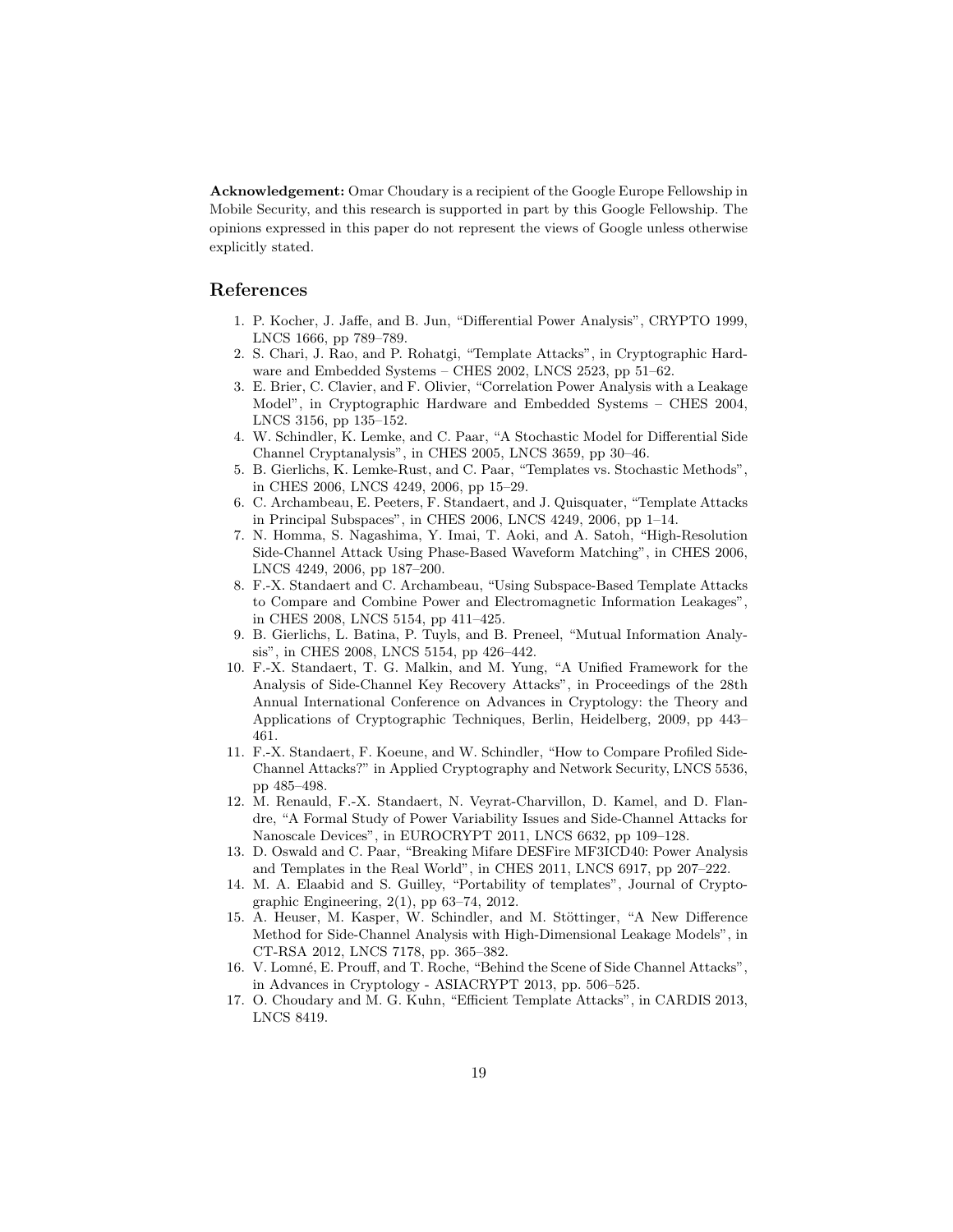**Acknowledgement:** Omar Choudary is a recipient of the Google Europe Fellowship in Mobile Security, and this research is supported in part by this Google Fellowship. The opinions expressed in this paper do not represent the views of Google unless otherwise explicitly stated.

## References

1. P. Kocher, J. Jaffe, and B. Jun, "Differential Power Analysis", CRYPTO 1999, LNCS 1666, pp 789–789.
2. S. Chari, J. Rao, and P. Rohatgi, "Template Attacks", in Cryptographic Hardware and Embedded Systems – CHES 2002, LNCS 2523, pp 51–62.
3. E. Brier, C. Clavier, and F. Olivier, "Correlation Power Analysis with a Leakage Model", in Cryptographic Hardware and Embedded Systems – CHES 2004, LNCS 3156, pp 135–152.
4. W. Schindler, K. Lemke, and C. Paar, "A Stochastic Model for Differential Side Channel Cryptanalysis", in CHES 2005, LNCS 3659, pp 30–46.
5. B. Gierlichs, K. Lemke-Rust, and C. Paar, "Templates vs. Stochastic Methods", in CHES 2006, LNCS 4249, 2006, pp 15–29.
6. C. Archambeau, E. Peeters, F. Standaert, and J. Quisquater, "Template Attacks in Principal Subspaces", in CHES 2006, LNCS 4249, 2006, pp 1–14.
7. N. Homma, S. Nagashima, Y. Imai, T. Aoki, and A. Satoh, "High-Resolution Side-Channel Attack Using Phase-Based Waveform Matching", in CHES 2006, LNCS 4249, 2006, pp 187–200.
8. F.-X. Standaert and C. Archambeau, "Using Subspace-Based Template Attacks to Compare and Combine Power and Electromagnetic Information Leakages", in CHES 2008, LNCS 5154, pp 411–425.
9. B. Gierlichs, L. Batina, P. Tuyls, and B. Preneel, "Mutual Information Analysis", in CHES 2008, LNCS 5154, pp 426–442.
10. F.-X. Standaert, T. G. Malkin, and M. Yung, "A Unified Framework for the Analysis of Side-Channel Key Recovery Attacks", in Proceedings of the 28th Annual International Conference on Advances in Cryptology: the Theory and Applications of Cryptographic Techniques, Berlin, Heidelberg, 2009, pp 443–461.
11. F.-X. Standaert, F. Koeune, and W. Schindler, "How to Compare Profiled Side-Channel Attacks?" in Applied Cryptography and Network Security, LNCS 5536, pp 485–498.
12. M. Renauld, F.-X. Standaert, N. Veyrat-Charvillon, D. Kamel, and D. Flandre, "A Formal Study of Power Variability Issues and Side-Channel Attacks for Nanoscale Devices", in EUROCRYPT 2011, LNCS 6632, pp 109–128.
13. D. Oswald and C. Paar, "Breaking Mifare DESFire MF3ICD40: Power Analysis and Templates in the Real World", in CHES 2011, LNCS 6917, pp 207–222.
14. M. A. Elaabid and S. Guilley, "Portability of templates", Journal of Cryptographic Engineering, 2(1), pp 63–74, 2012.
15. A. Heuser, M. Kasper, W. Schindler, and M. Stöttinger, "A New Difference Method for Side-Channel Analysis with High-Dimensional Leakage Models", in CT-RSA 2012, LNCS 7178, pp. 365–382.
16. V. Lomné, E. Prouff, and T. Roche, "Behind the Scene of Side Channel Attacks", in Advances in Cryptology - ASIACRYPT 2013, pp. 506–525.
17. O. Choudary and M. G. Kuhn, "Efficient Template Attacks", in CARDIS 2013, LNCS 8419.